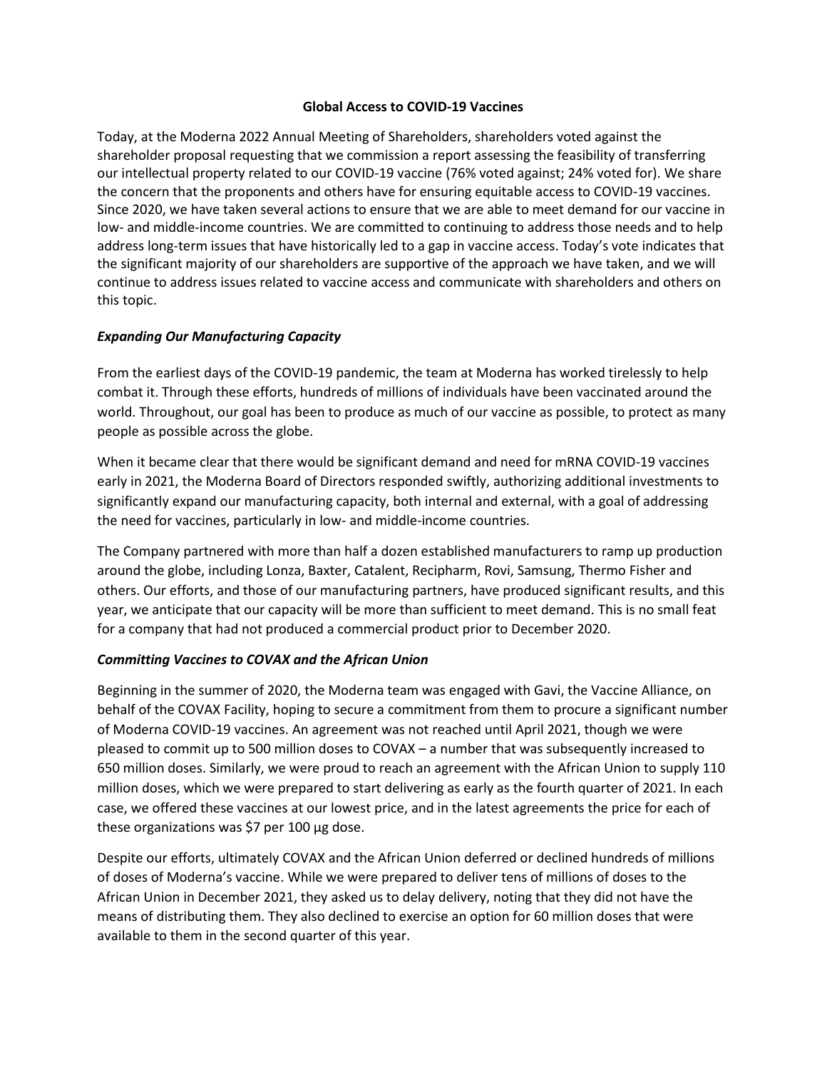# Global Access to COVID-19 Vaccines

Today, at the Moderna 2022 Annual Meeting of Shareholders, shareholders voted against the shareholder proposal requesting that we commission a report assessing the feasibility of transferring our intellectual property related to our COVID-19 vaccine (76% voted against; 24% voted for). We share the concern that the proponents and others have for ensuring equitable access to COVID-19 vaccines. Since 2020, we have taken several actions to ensure that we are able to meet demand for our vaccine in low- and middle-income countries. We are committed to continuing to address those needs and to help address long-term issues that have historically led to a gap in vaccine access. Today's vote indicates that the significant majority of our shareholders are supportive of the approach we have taken, and we will continue to address issues related to vaccine access and communicate with shareholders and others on this topic.

### *Expanding Our Manufacturing Capacity*

From the earliest days of the COVID-19 pandemic, the team at Moderna has worked tirelessly to help combat it. Through these efforts, hundreds of millions of individuals have been vaccinated around the world. Throughout, our goal has been to produce as much of our vaccine as possible, to protect as many people as possible across the globe.

When it became clear that there would be significant demand and need for mRNA COVID-19 vaccines early in 2021, the Moderna Board of Directors responded swiftly, authorizing additional investments to significantly expand our manufacturing capacity, both internal and external, with a goal of addressing the need for vaccines, particularly in low- and middle-income countries.

The Company partnered with more than half a dozen established manufacturers to ramp up production around the globe, including Lonza, Baxter, Catalent, Recipharm, Rovi, Samsung, Thermo Fisher and others. Our efforts, and those of our manufacturing partners, have produced significant results, and this year, we anticipate that our capacity will be more than sufficient to meet demand. This is no small feat for a company that had not produced a commercial product prior to December 2020.

### *Committing Vaccines to COVAX and the African Union*

Beginning in the summer of 2020, the Moderna team was engaged with Gavi, the Vaccine Alliance, on behalf of the COVAX Facility, hoping to secure a commitment from them to procure a significant number of Moderna COVID-19 vaccines. An agreement was not reached until April 2021, though we were pleased to commit up to 500 million doses to COVAX – a number that was subsequently increased to 650 million doses. Similarly, we were proud to reach an agreement with the African Union to supply 110 million doses, which we were prepared to start delivering as early as the fourth quarter of 2021. In each case, we offered these vaccines at our lowest price, and in the latest agreements the price for each of these organizations was $7 per 100 µg dose.

Despite our efforts, ultimately COVAX and the African Union deferred or declined hundreds of millions of doses of Moderna's vaccine. While we were prepared to deliver tens of millions of doses to the African Union in December 2021, they asked us to delay delivery, noting that they did not have the means of distributing them. They also declined to exercise an option for 60 million doses that were available to them in the second quarter of this year.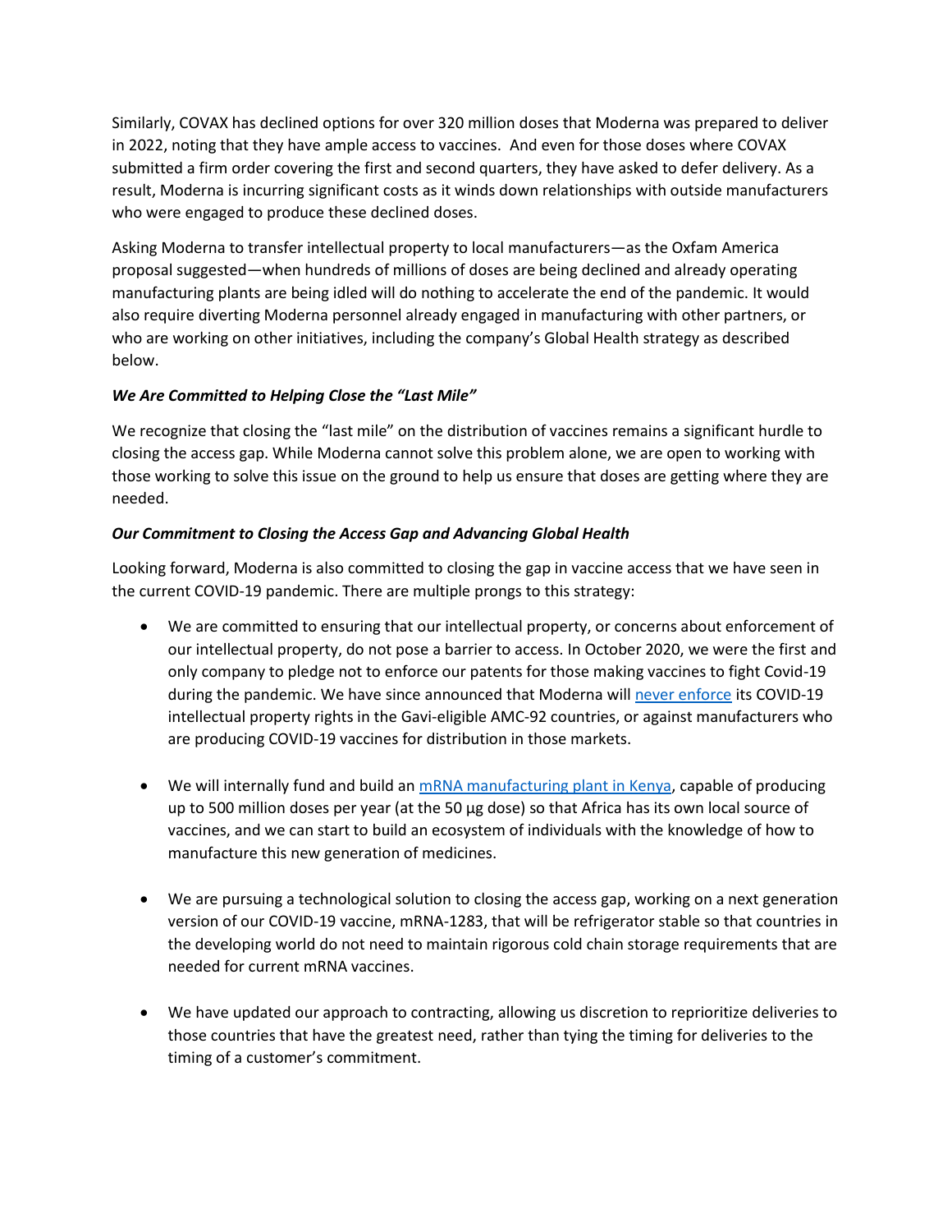Similarly, COVAX has declined options for over 320 million doses that Moderna was prepared to deliver in 2022, noting that they have ample access to vaccines. And even for those doses where COVAX submitted a firm order covering the first and second quarters, they have asked to defer delivery. As a result, Moderna is incurring significant costs as it winds down relationships with outside manufacturers who were engaged to produce these declined doses.

Asking Moderna to transfer intellectual property to local manufacturers—as the Oxfam America proposal suggested—when hundreds of millions of doses are being declined and already operating manufacturing plants are being idled will do nothing to accelerate the end of the pandemic. It would also require diverting Moderna personnel already engaged in manufacturing with other partners, or who are working on other initiatives, including the company's Global Health strategy as described below.

***We Are Committed to Helping Close the "Last Mile"***

We recognize that closing the "last mile" on the distribution of vaccines remains a significant hurdle to closing the access gap. While Moderna cannot solve this problem alone, we are open to working with those working to solve this issue on the ground to help us ensure that doses are getting where they are needed.

***Our Commitment to Closing the Access Gap and Advancing Global Health***

Looking forward, Moderna is also committed to closing the gap in vaccine access that we have seen in the current COVID-19 pandemic. There are multiple prongs to this strategy:

- We are committed to ensuring that our intellectual property, or concerns about enforcement of our intellectual property, do not pose a barrier to access. In October 2020, we were the first and only company to pledge not to enforce our patents for those making vaccines to fight Covid-19 during the pandemic. We have since announced that Moderna will never enforce its COVID-19 intellectual property rights in the Gavi-eligible AMC-92 countries, or against manufacturers who are producing COVID-19 vaccines for distribution in those markets.

- We will internally fund and build an mRNA manufacturing plant in Kenya, capable of producing up to 500 million doses per year (at the 50 µg dose) so that Africa has its own local source of vaccines, and we can start to build an ecosystem of individuals with the knowledge of how to manufacture this new generation of medicines.

- We are pursuing a technological solution to closing the access gap, working on a next generation version of our COVID-19 vaccine, mRNA-1283, that will be refrigerator stable so that countries in the developing world do not need to maintain rigorous cold chain storage requirements that are needed for current mRNA vaccines.

- We have updated our approach to contracting, allowing us discretion to reprioritize deliveries to those countries that have the greatest need, rather than tying the timing for deliveries to the timing of a customer's commitment.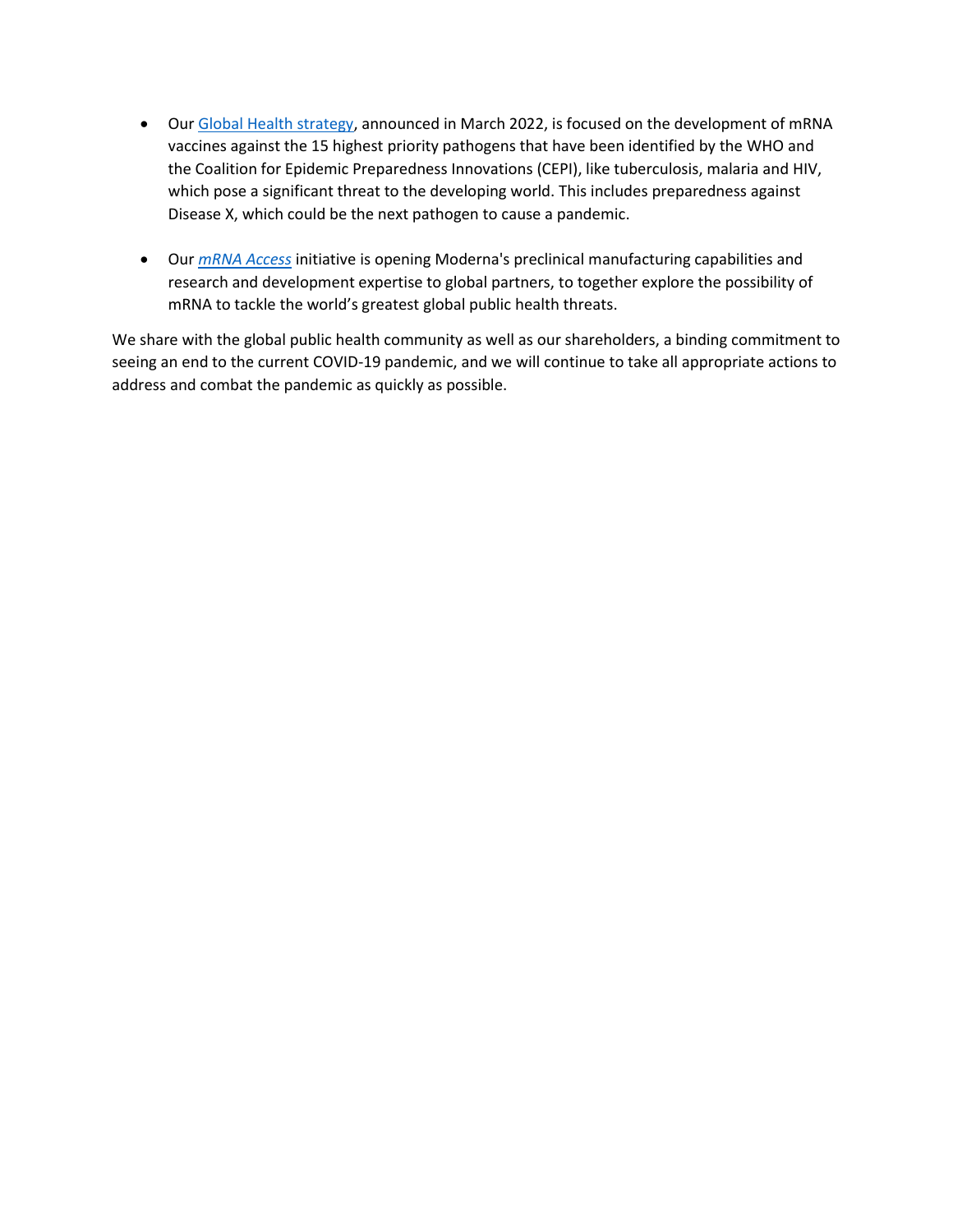- Our Global Health strategy, announced in March 2022, is focused on the development of mRNA vaccines against the 15 highest priority pathogens that have been identified by the WHO and the Coalition for Epidemic Preparedness Innovations (CEPI), like tuberculosis, malaria and HIV, which pose a significant threat to the developing world. This includes preparedness against Disease X, which could be the next pathogen to cause a pandemic.

- Our *mRNA Access* initiative is opening Moderna's preclinical manufacturing capabilities and research and development expertise to global partners, to together explore the possibility of mRNA to tackle the world's greatest global public health threats.

We share with the global public health community as well as our shareholders, a binding commitment to seeing an end to the current COVID-19 pandemic, and we will continue to take all appropriate actions to address and combat the pandemic as quickly as possible.